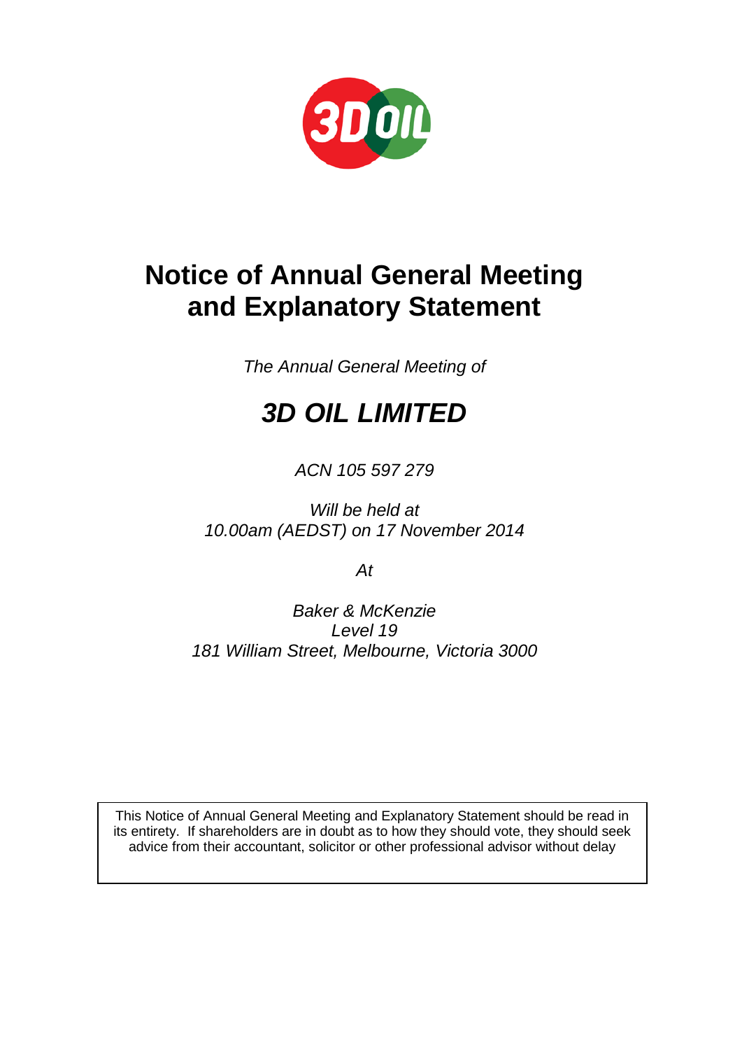# Notice of Annual General Meeting and Explanatory Statement

*The Annual General Meeting of*

## *3D OIL LIMITED*

*ACN 105 597 279*

*Will be held at*
*10.00am (AEDST) on 17 November 2014*

*At*

*Baker & McKenzie*
*Level 19*
*181 William Street, Melbourne, Victoria 3000*

This Notice of Annual General Meeting and Explanatory Statement should be read in its entirety. If shareholders are in doubt as to how they should vote, they should seek advice from their accountant, solicitor or other professional advisor without delay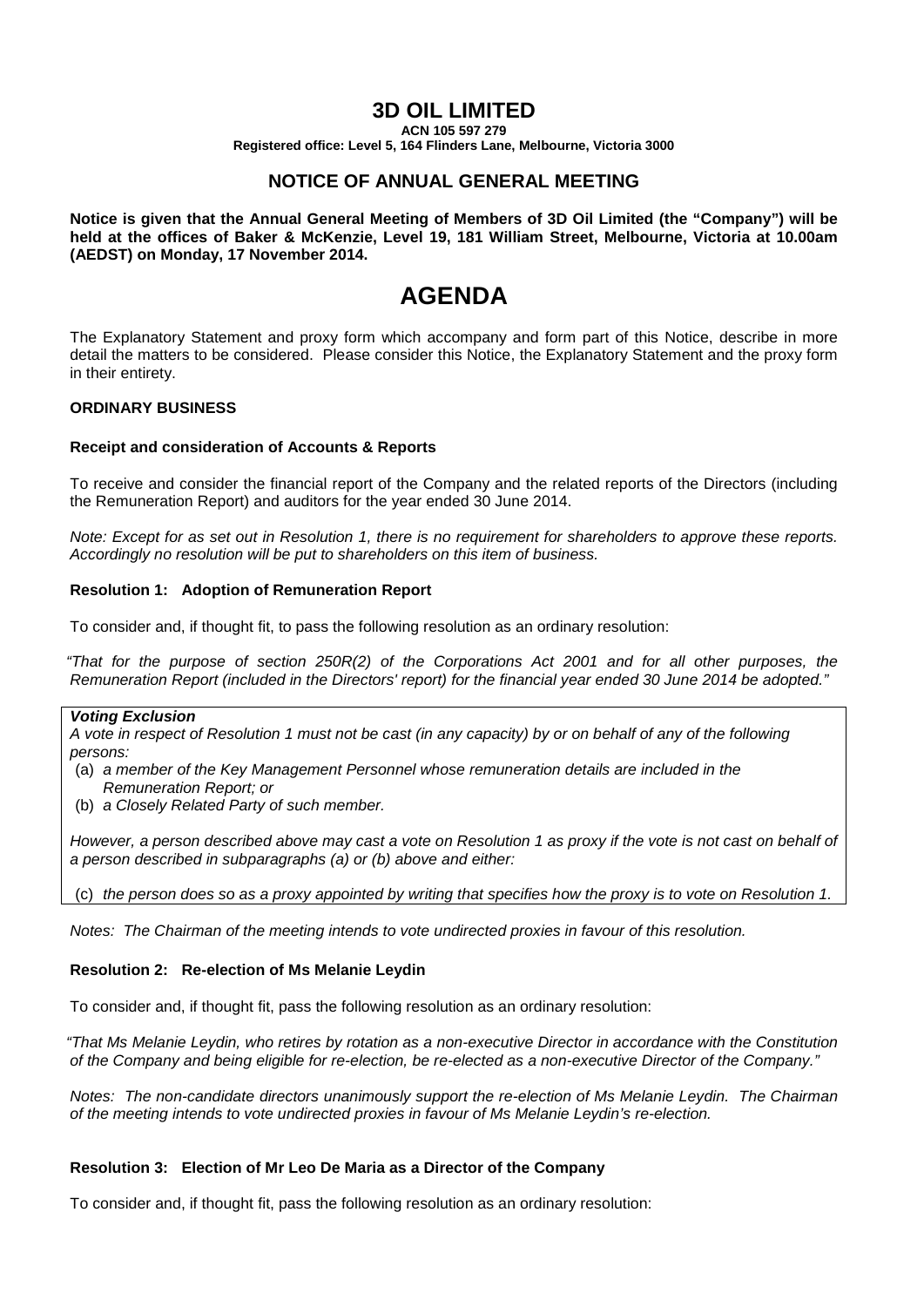# 3D OIL LIMITED

**ACN 105 597 279**
**Registered office: Level 5, 164 Flinders Lane, Melbourne, Victoria 3000**

## NOTICE OF ANNUAL GENERAL MEETING

**Notice is given that the Annual General Meeting of Members of 3D Oil Limited (the "Company") will be held at the offices of Baker & McKenzie, Level 19, 181 William Street, Melbourne, Victoria at 10.00am (AEDST) on Monday, 17 November 2014.**

# AGENDA

The Explanatory Statement and proxy form which accompany and form part of this Notice, describe in more detail the matters to be considered. Please consider this Notice, the Explanatory Statement and the proxy form in their entirety.

### ORDINARY BUSINESS

**Receipt and consideration of Accounts & Reports**

To receive and consider the financial report of the Company and the related reports of the Directors (including the Remuneration Report) and auditors for the year ended 30 June 2014.

*Note: Except for as set out in Resolution 1, there is no requirement for shareholders to approve these reports. Accordingly no resolution will be put to shareholders on this item of business.*

**Resolution 1: Adoption of Remuneration Report**

To consider and, if thought fit, to pass the following resolution as an ordinary resolution:

*"That for the purpose of section 250R(2) of the Corporations Act 2001 and for all other purposes, the Remuneration Report (included in the Directors' report) for the financial year ended 30 June 2014 be adopted."*

***Voting Exclusion***

*A vote in respect of Resolution 1 must not be cast (in any capacity) by or on behalf of any of the following persons:*

(a) *a member of the Key Management Personnel whose remuneration details are included in the Remuneration Report; or*

(b) *a Closely Related Party of such member.*

*However, a person described above may cast a vote on Resolution 1 as proxy if the vote is not cast on behalf of a person described in subparagraphs (a) or (b) above and either:*

(c) *the person does so as a proxy appointed by writing that specifies how the proxy is to vote on Resolution 1.*

*Notes: The Chairman of the meeting intends to vote undirected proxies in favour of this resolution.*

**Resolution 2: Re-election of Ms Melanie Leydin**

To consider and, if thought fit, pass the following resolution as an ordinary resolution:

*"That Ms Melanie Leydin, who retires by rotation as a non-executive Director in accordance with the Constitution of the Company and being eligible for re-election, be re-elected as a non-executive Director of the Company."*

*Notes: The non-candidate directors unanimously support the re-election of Ms Melanie Leydin. The Chairman of the meeting intends to vote undirected proxies in favour of Ms Melanie Leydin's re-election.*

**Resolution 3: Election of Mr Leo De Maria as a Director of the Company**

To consider and, if thought fit, pass the following resolution as an ordinary resolution: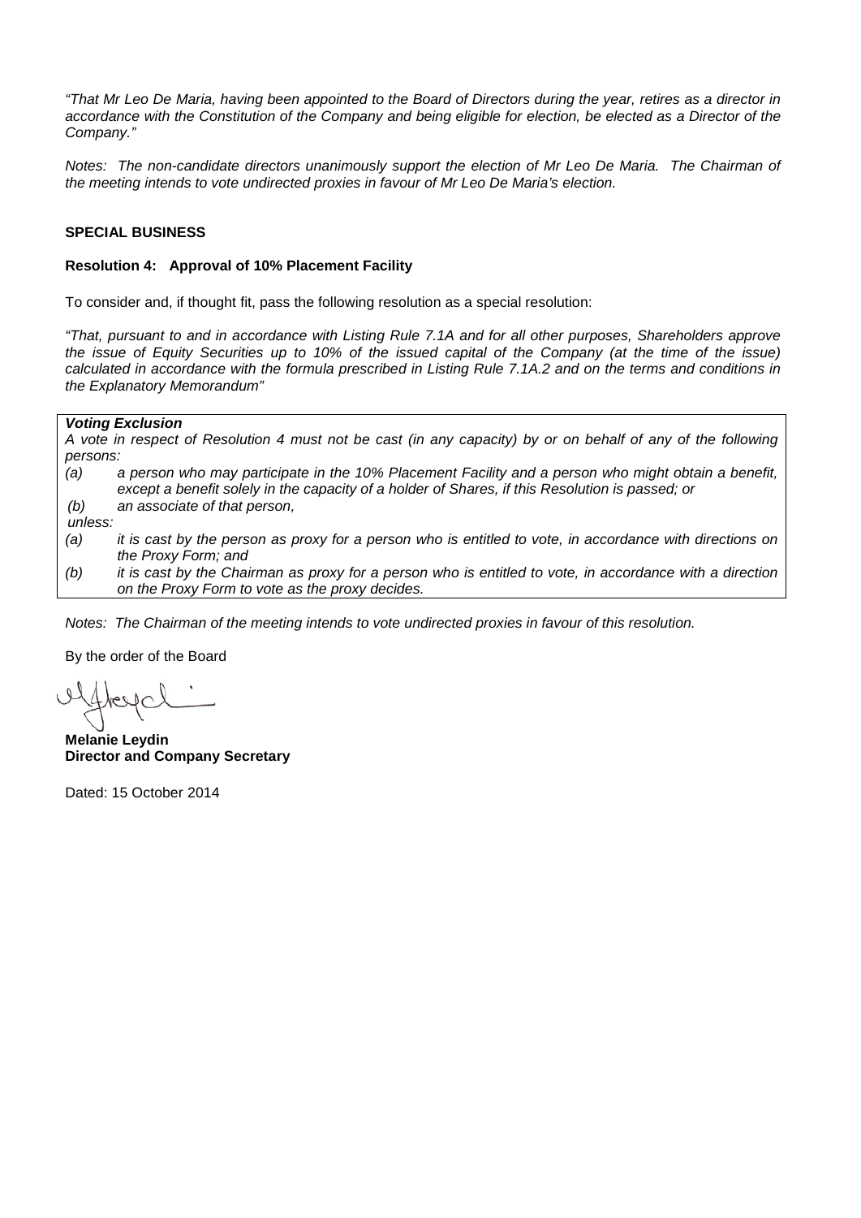*"That Mr Leo De Maria, having been appointed to the Board of Directors during the year, retires as a director in accordance with the Constitution of the Company and being eligible for election, be elected as a Director of the Company."*

*Notes: The non-candidate directors unanimously support the election of Mr Leo De Maria. The Chairman of the meeting intends to vote undirected proxies in favour of Mr Leo De Maria's election.*

**SPECIAL BUSINESS**

**Resolution 4: Approval of 10% Placement Facility**

To consider and, if thought fit, pass the following resolution as a special resolution:

*"That, pursuant to and in accordance with Listing Rule 7.1A and for all other purposes, Shareholders approve the issue of Equity Securities up to 10% of the issued capital of the Company (at the time of the issue) calculated in accordance with the formula prescribed in Listing Rule 7.1A.2 and on the terms and conditions in the Explanatory Memorandum"*

***Voting Exclusion***

*A vote in respect of Resolution 4 must not be cast (in any capacity) by or on behalf of any of the following persons:*

*(a) a person who may participate in the 10% Placement Facility and a person who might obtain a benefit, except a benefit solely in the capacity of a holder of Shares, if this Resolution is passed; or*

*(b) an associate of that person,*

*unless:*

*(a) it is cast by the person as proxy for a person who is entitled to vote, in accordance with directions on the Proxy Form; and*

*(b) it is cast by the Chairman as proxy for a person who is entitled to vote, in accordance with a direction on the Proxy Form to vote as the proxy decides.*

*Notes: The Chairman of the meeting intends to vote undirected proxies in favour of this resolution.*

By the order of the Board

**Melanie Leydin**
**Director and Company Secretary**

Dated: 15 October 2014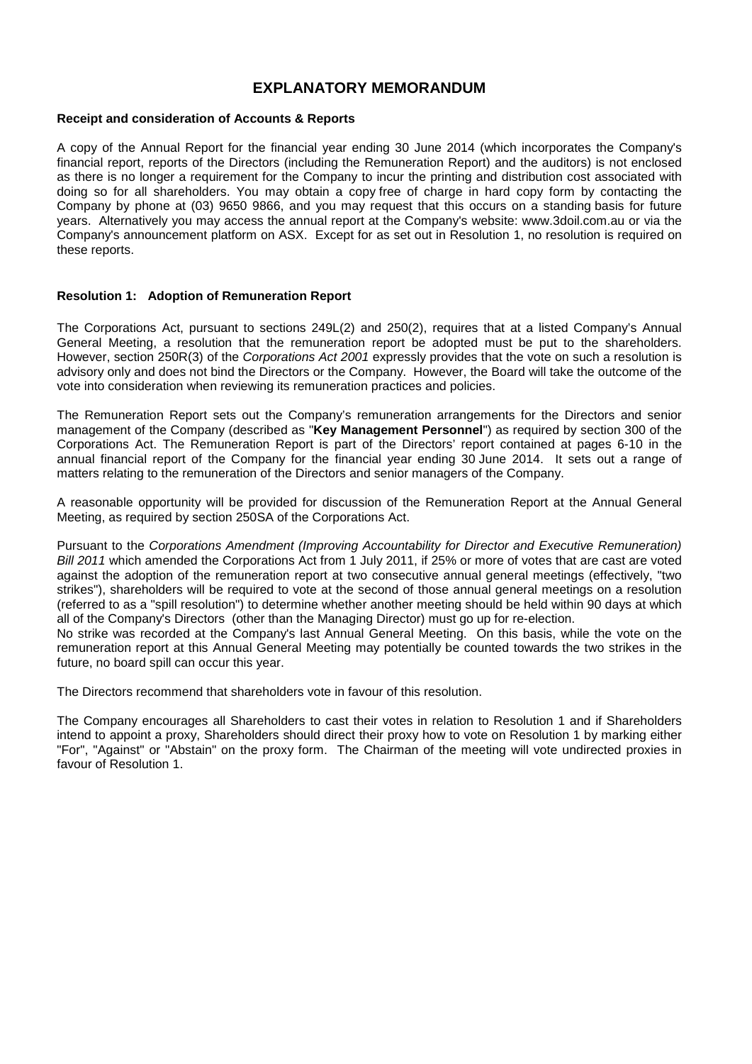# EXPLANATORY MEMORANDUM

**Receipt and consideration of Accounts & Reports**

A copy of the Annual Report for the financial year ending 30 June 2014 (which incorporates the Company's financial report, reports of the Directors (including the Remuneration Report) and the auditors) is not enclosed as there is no longer a requirement for the Company to incur the printing and distribution cost associated with doing so for all shareholders. You may obtain a copy free of charge in hard copy form by contacting the Company by phone at (03) 9650 9866, and you may request that this occurs on a standing basis for future years. Alternatively you may access the annual report at the Company's website: www.3doil.com.au or via the Company's announcement platform on ASX. Except for as set out in Resolution 1, no resolution is required on these reports.

**Resolution 1: Adoption of Remuneration Report**

The Corporations Act, pursuant to sections 249L(2) and 250(2), requires that at a listed Company's Annual General Meeting, a resolution that the remuneration report be adopted must be put to the shareholders. However, section 250R(3) of the *Corporations Act 2001* expressly provides that the vote on such a resolution is advisory only and does not bind the Directors or the Company. However, the Board will take the outcome of the vote into consideration when reviewing its remuneration practices and policies.

The Remuneration Report sets out the Company's remuneration arrangements for the Directors and senior management of the Company (described as "**Key Management Personnel**") as required by section 300 of the Corporations Act. The Remuneration Report is part of the Directors' report contained at pages 6-10 in the annual financial report of the Company for the financial year ending 30 June 2014. It sets out a range of matters relating to the remuneration of the Directors and senior managers of the Company.

A reasonable opportunity will be provided for discussion of the Remuneration Report at the Annual General Meeting, as required by section 250SA of the Corporations Act.

Pursuant to the *Corporations Amendment (Improving Accountability for Director and Executive Remuneration) Bill 2011* which amended the Corporations Act from 1 July 2011, if 25% or more of votes that are cast are voted against the adoption of the remuneration report at two consecutive annual general meetings (effectively, "two strikes"), shareholders will be required to vote at the second of those annual general meetings on a resolution (referred to as a "spill resolution") to determine whether another meeting should be held within 90 days at which all of the Company's Directors (other than the Managing Director) must go up for re-election.

No strike was recorded at the Company's last Annual General Meeting. On this basis, while the vote on the remuneration report at this Annual General Meeting may potentially be counted towards the two strikes in the future, no board spill can occur this year.

The Directors recommend that shareholders vote in favour of this resolution.

The Company encourages all Shareholders to cast their votes in relation to Resolution 1 and if Shareholders intend to appoint a proxy, Shareholders should direct their proxy how to vote on Resolution 1 by marking either "For", "Against" or "Abstain" on the proxy form. The Chairman of the meeting will vote undirected proxies in favour of Resolution 1.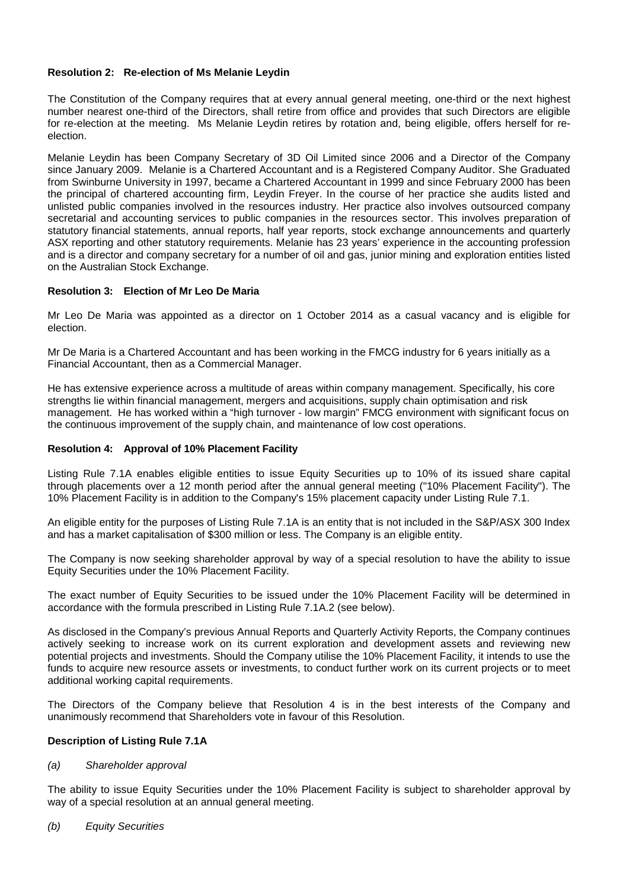**Resolution 2: Re-election of Ms Melanie Leydin**

The Constitution of the Company requires that at every annual general meeting, one-third or the next highest number nearest one-third of the Directors, shall retire from office and provides that such Directors are eligible for re-election at the meeting. Ms Melanie Leydin retires by rotation and, being eligible, offers herself for re-election.

Melanie Leydin has been Company Secretary of 3D Oil Limited since 2006 and a Director of the Company since January 2009. Melanie is a Chartered Accountant and is a Registered Company Auditor. She Graduated from Swinburne University in 1997, became a Chartered Accountant in 1999 and since February 2000 has been the principal of chartered accounting firm, Leydin Freyer. In the course of her practice she audits listed and unlisted public companies involved in the resources industry. Her practice also involves outsourced company secretarial and accounting services to public companies in the resources sector. This involves preparation of statutory financial statements, annual reports, half year reports, stock exchange announcements and quarterly ASX reporting and other statutory requirements. Melanie has 23 years' experience in the accounting profession and is a director and company secretary for a number of oil and gas, junior mining and exploration entities listed on the Australian Stock Exchange.

**Resolution 3: Election of Mr Leo De Maria**

Mr Leo De Maria was appointed as a director on 1 October 2014 as a casual vacancy and is eligible for election.

Mr De Maria is a Chartered Accountant and has been working in the FMCG industry for 6 years initially as a Financial Accountant, then as a Commercial Manager.

He has extensive experience across a multitude of areas within company management. Specifically, his core strengths lie within financial management, mergers and acquisitions, supply chain optimisation and risk management. He has worked within a "high turnover - low margin" FMCG environment with significant focus on the continuous improvement of the supply chain, and maintenance of low cost operations.

**Resolution 4: Approval of 10% Placement Facility**

Listing Rule 7.1A enables eligible entities to issue Equity Securities up to 10% of its issued share capital through placements over a 12 month period after the annual general meeting ("10% Placement Facility"). The 10% Placement Facility is in addition to the Company's 15% placement capacity under Listing Rule 7.1.

An eligible entity for the purposes of Listing Rule 7.1A is an entity that is not included in the S&P/ASX 300 Index and has a market capitalisation of $300 million or less. The Company is an eligible entity.

The Company is now seeking shareholder approval by way of a special resolution to have the ability to issue Equity Securities under the 10% Placement Facility.

The exact number of Equity Securities to be issued under the 10% Placement Facility will be determined in accordance with the formula prescribed in Listing Rule 7.1A.2 (see below).

As disclosed in the Company's previous Annual Reports and Quarterly Activity Reports, the Company continues actively seeking to increase work on its current exploration and development assets and reviewing new potential projects and investments. Should the Company utilise the 10% Placement Facility, it intends to use the funds to acquire new resource assets or investments, to conduct further work on its current projects or to meet additional working capital requirements.

The Directors of the Company believe that Resolution 4 is in the best interests of the Company and unanimously recommend that Shareholders vote in favour of this Resolution.

**Description of Listing Rule 7.1A**

*(a) Shareholder approval*

The ability to issue Equity Securities under the 10% Placement Facility is subject to shareholder approval by way of a special resolution at an annual general meeting.

*(b) Equity Securities*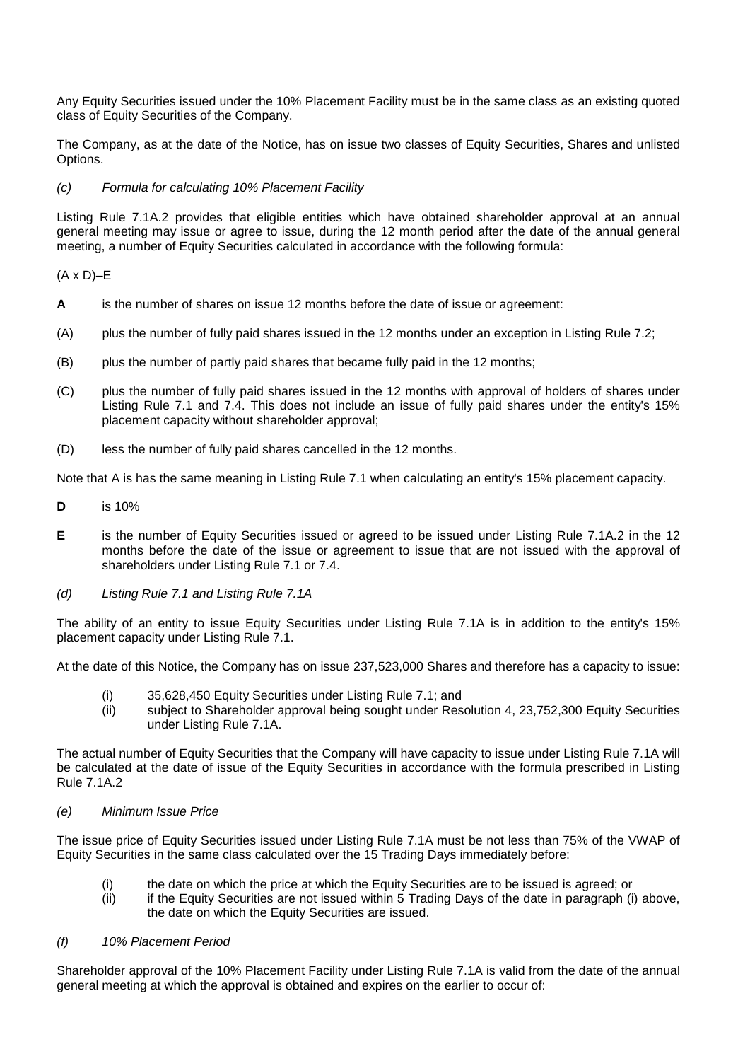Any Equity Securities issued under the 10% Placement Facility must be in the same class as an existing quoted class of Equity Securities of the Company.

The Company, as at the date of the Notice, has on issue two classes of Equity Securities, Shares and unlisted Options.

*(c) Formula for calculating 10% Placement Facility*

Listing Rule 7.1A.2 provides that eligible entities which have obtained shareholder approval at an annual general meeting may issue or agree to issue, during the 12 month period after the date of the annual general meeting, a number of Equity Securities calculated in accordance with the following formula:

(A x D)–E

**A** is the number of shares on issue 12 months before the date of issue or agreement:

(A) plus the number of fully paid shares issued in the 12 months under an exception in Listing Rule 7.2;

(B) plus the number of partly paid shares that became fully paid in the 12 months;

(C) plus the number of fully paid shares issued in the 12 months with approval of holders of shares under Listing Rule 7.1 and 7.4. This does not include an issue of fully paid shares under the entity's 15% placement capacity without shareholder approval;

(D) less the number of fully paid shares cancelled in the 12 months.

Note that A is has the same meaning in Listing Rule 7.1 when calculating an entity's 15% placement capacity.

**D** is 10%

**E** is the number of Equity Securities issued or agreed to be issued under Listing Rule 7.1A.2 in the 12 months before the date of the issue or agreement to issue that are not issued with the approval of shareholders under Listing Rule 7.1 or 7.4.

*(d) Listing Rule 7.1 and Listing Rule 7.1A*

The ability of an entity to issue Equity Securities under Listing Rule 7.1A is in addition to the entity's 15% placement capacity under Listing Rule 7.1.

At the date of this Notice, the Company has on issue 237,523,000 Shares and therefore has a capacity to issue:

(i) 35,628,450 Equity Securities under Listing Rule 7.1; and
(ii) subject to Shareholder approval being sought under Resolution 4, 23,752,300 Equity Securities under Listing Rule 7.1A.

The actual number of Equity Securities that the Company will have capacity to issue under Listing Rule 7.1A will be calculated at the date of issue of the Equity Securities in accordance with the formula prescribed in Listing Rule 7.1A.2

*(e) Minimum Issue Price*

The issue price of Equity Securities issued under Listing Rule 7.1A must be not less than 75% of the VWAP of Equity Securities in the same class calculated over the 15 Trading Days immediately before:

(i) the date on which the price at which the Equity Securities are to be issued is agreed; or
(ii) if the Equity Securities are not issued within 5 Trading Days of the date in paragraph (i) above, the date on which the Equity Securities are issued.

*(f) 10% Placement Period*

Shareholder approval of the 10% Placement Facility under Listing Rule 7.1A is valid from the date of the annual general meeting at which the approval is obtained and expires on the earlier to occur of: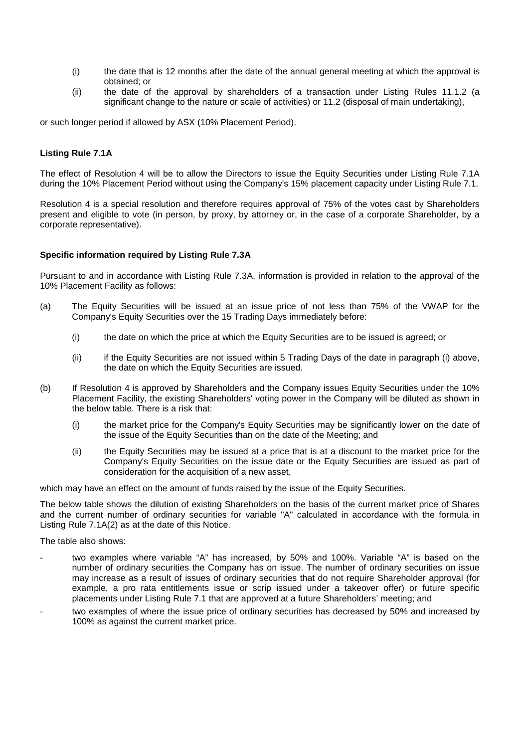(i) the date that is 12 months after the date of the annual general meeting at which the approval is obtained; or

(ii) the date of the approval by shareholders of a transaction under Listing Rules 11.1.2 (a significant change to the nature or scale of activities) or 11.2 (disposal of main undertaking),

or such longer period if allowed by ASX (10% Placement Period).

**Listing Rule 7.1A**

The effect of Resolution 4 will be to allow the Directors to issue the Equity Securities under Listing Rule 7.1A during the 10% Placement Period without using the Company's 15% placement capacity under Listing Rule 7.1.

Resolution 4 is a special resolution and therefore requires approval of 75% of the votes cast by Shareholders present and eligible to vote (in person, by proxy, by attorney or, in the case of a corporate Shareholder, by a corporate representative).

**Specific information required by Listing Rule 7.3A**

Pursuant to and in accordance with Listing Rule 7.3A, information is provided in relation to the approval of the 10% Placement Facility as follows:

(a) The Equity Securities will be issued at an issue price of not less than 75% of the VWAP for the Company's Equity Securities over the 15 Trading Days immediately before:

   (i) the date on which the price at which the Equity Securities are to be issued is agreed; or

   (ii) if the Equity Securities are not issued within 5 Trading Days of the date in paragraph (i) above, the date on which the Equity Securities are issued.

(b) If Resolution 4 is approved by Shareholders and the Company issues Equity Securities under the 10% Placement Facility, the existing Shareholders' voting power in the Company will be diluted as shown in the below table. There is a risk that:

   (i) the market price for the Company's Equity Securities may be significantly lower on the date of the issue of the Equity Securities than on the date of the Meeting; and

   (ii) the Equity Securities may be issued at a price that is at a discount to the market price for the Company's Equity Securities on the issue date or the Equity Securities are issued as part of consideration for the acquisition of a new asset,

which may have an effect on the amount of funds raised by the issue of the Equity Securities.

The below table shows the dilution of existing Shareholders on the basis of the current market price of Shares and the current number of ordinary securities for variable "A" calculated in accordance with the formula in Listing Rule 7.1A(2) as at the date of this Notice.

The table also shows:

- two examples where variable "A" has increased, by 50% and 100%. Variable "A" is based on the number of ordinary securities the Company has on issue. The number of ordinary securities on issue may increase as a result of issues of ordinary securities that do not require Shareholder approval (for example, a pro rata entitlements issue or scrip issued under a takeover offer) or future specific placements under Listing Rule 7.1 that are approved at a future Shareholders' meeting; and
- two examples of where the issue price of ordinary securities has decreased by 50% and increased by 100% as against the current market price.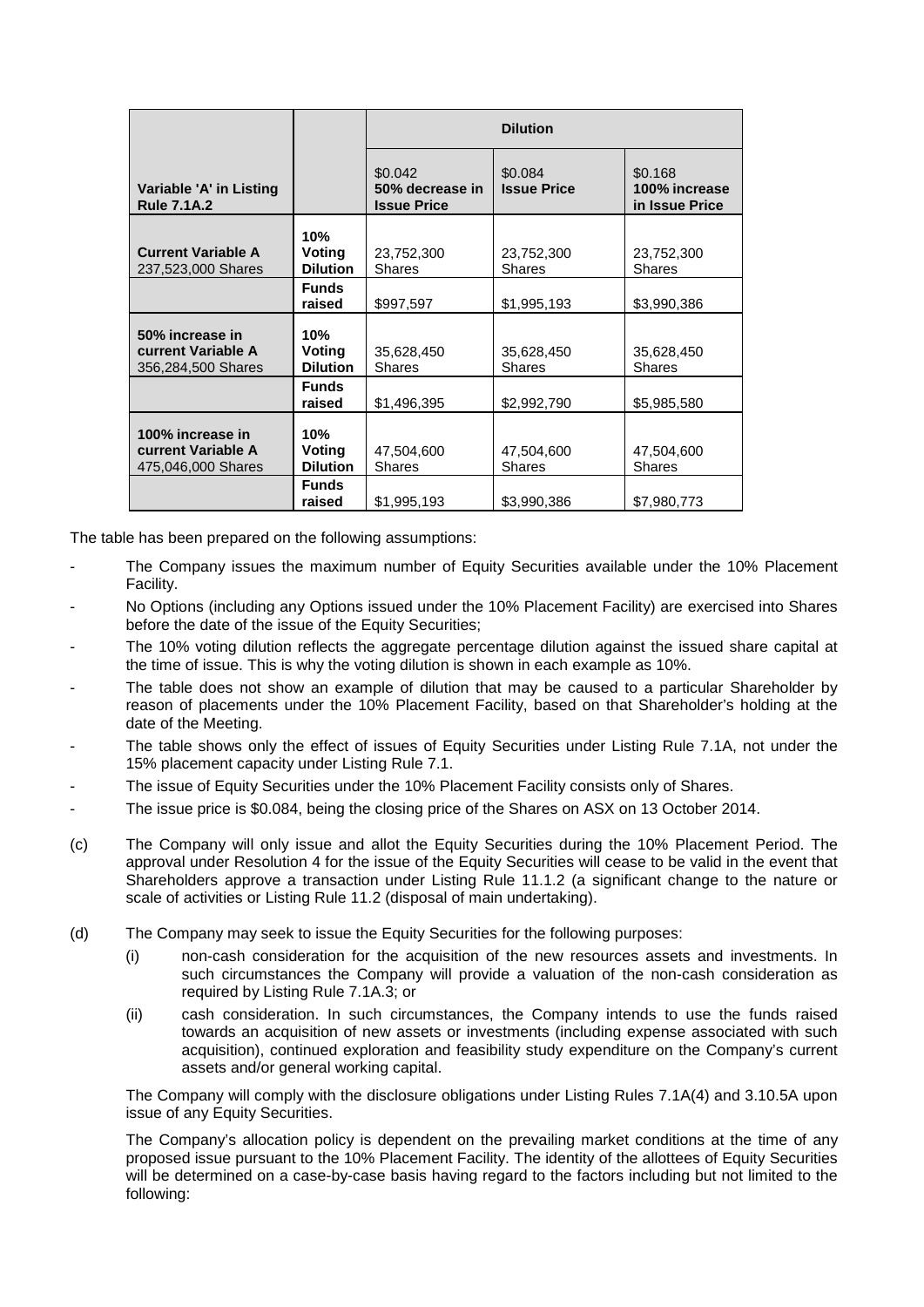| Variable 'A' in Listing Rule 7.1A.2 | | Dilution | | |
|---|---|---|---|---|
| | | $0.042 50% decrease in Issue Price | $0.084 Issue Price | $0.168 100% increase in Issue Price |
| **Current Variable A** 237,523,000 Shares | **10% Voting Dilution** | 23,752,300 Shares | 23,752,300 Shares | 23,752,300 Shares |
| | **Funds raised** | $997,597 | $1,995,193 | $3,990,386 |
| **50% increase in current Variable A** 356,284,500 Shares | **10% Voting Dilution** | 35,628,450 Shares | 35,628,450 Shares | 35,628,450 Shares |
| | **Funds raised** | $1,496,395 | $2,992,790 | $5,985,580 |
| **100% increase in current Variable A** 475,046,000 Shares | **10% Voting Dilution** | 47,504,600 Shares | 47,504,600 Shares | 47,504,600 Shares |
| | **Funds raised** | $1,995,193 | $3,990,386 | $7,980,773 |

The table has been prepared on the following assumptions:

- The Company issues the maximum number of Equity Securities available under the 10% Placement Facility.
- No Options (including any Options issued under the 10% Placement Facility) are exercised into Shares before the date of the issue of the Equity Securities;
- The 10% voting dilution reflects the aggregate percentage dilution against the issued share capital at the time of issue. This is why the voting dilution is shown in each example as 10%.
- The table does not show an example of dilution that may be caused to a particular Shareholder by reason of placements under the 10% Placement Facility, based on that Shareholder's holding at the date of the Meeting.
- The table shows only the effect of issues of Equity Securities under Listing Rule 7.1A, not under the 15% placement capacity under Listing Rule 7.1.
- The issue of Equity Securities under the 10% Placement Facility consists only of Shares.
- The issue price is $0.084, being the closing price of the Shares on ASX on 13 October 2014.

(c) The Company will only issue and allot the Equity Securities during the 10% Placement Period. The approval under Resolution 4 for the issue of the Equity Securities will cease to be valid in the event that Shareholders approve a transaction under Listing Rule 11.1.2 (a significant change to the nature or scale of activities or Listing Rule 11.2 (disposal of main undertaking).

(d) The Company may seek to issue the Equity Securities for the following purposes:

   (i) non-cash consideration for the acquisition of the new resources assets and investments. In such circumstances the Company will provide a valuation of the non-cash consideration as required by Listing Rule 7.1A.3; or

   (ii) cash consideration. In such circumstances, the Company intends to use the funds raised towards an acquisition of new assets or investments (including expense associated with such acquisition), continued exploration and feasibility study expenditure on the Company's current assets and/or general working capital.

   The Company will comply with the disclosure obligations under Listing Rules 7.1A(4) and 3.10.5A upon issue of any Equity Securities.

   The Company's allocation policy is dependent on the prevailing market conditions at the time of any proposed issue pursuant to the 10% Placement Facility. The identity of the allottees of Equity Securities will be determined on a case-by-case basis having regard to the factors including but not limited to the following: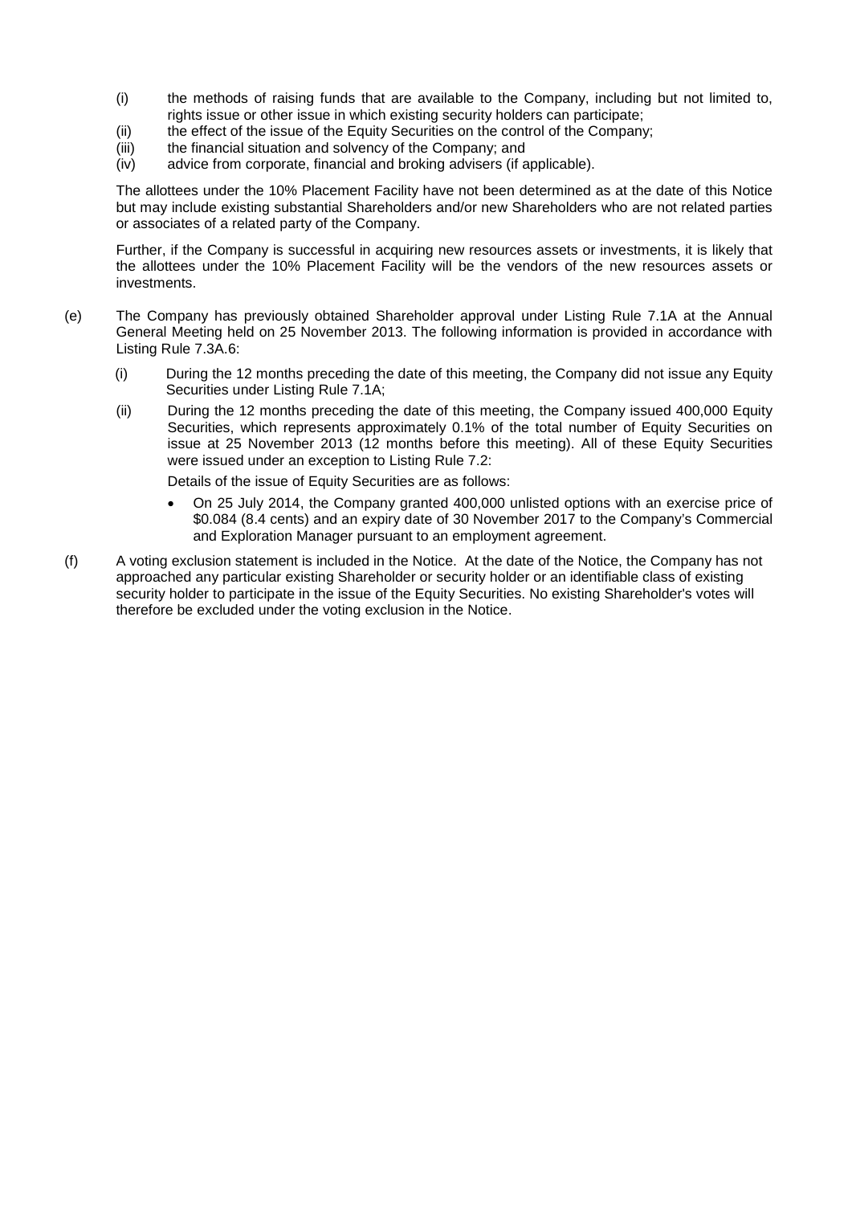(i) the methods of raising funds that are available to the Company, including but not limited to, rights issue or other issue in which existing security holders can participate;

(ii) the effect of the issue of the Equity Securities on the control of the Company;

(iii) the financial situation and solvency of the Company; and

(iv) advice from corporate, financial and broking advisers (if applicable).

The allottees under the 10% Placement Facility have not been determined as at the date of this Notice but may include existing substantial Shareholders and/or new Shareholders who are not related parties or associates of a related party of the Company.

Further, if the Company is successful in acquiring new resources assets or investments, it is likely that the allottees under the 10% Placement Facility will be the vendors of the new resources assets or investments.

(e) The Company has previously obtained Shareholder approval under Listing Rule 7.1A at the Annual General Meeting held on 25 November 2013. The following information is provided in accordance with Listing Rule 7.3A.6:

(i) During the 12 months preceding the date of this meeting, the Company did not issue any Equity Securities under Listing Rule 7.1A;

(ii) During the 12 months preceding the date of this meeting, the Company issued 400,000 Equity Securities, which represents approximately 0.1% of the total number of Equity Securities on issue at 25 November 2013 (12 months before this meeting). All of these Equity Securities were issued under an exception to Listing Rule 7.2:

Details of the issue of Equity Securities are as follows:

- On 25 July 2014, the Company granted 400,000 unlisted options with an exercise price of $0.084 (8.4 cents) and an expiry date of 30 November 2017 to the Company's Commercial and Exploration Manager pursuant to an employment agreement.

(f) A voting exclusion statement is included in the Notice. At the date of the Notice, the Company has not approached any particular existing Shareholder or security holder or an identifiable class of existing security holder to participate in the issue of the Equity Securities. No existing Shareholder's votes will therefore be excluded under the voting exclusion in the Notice.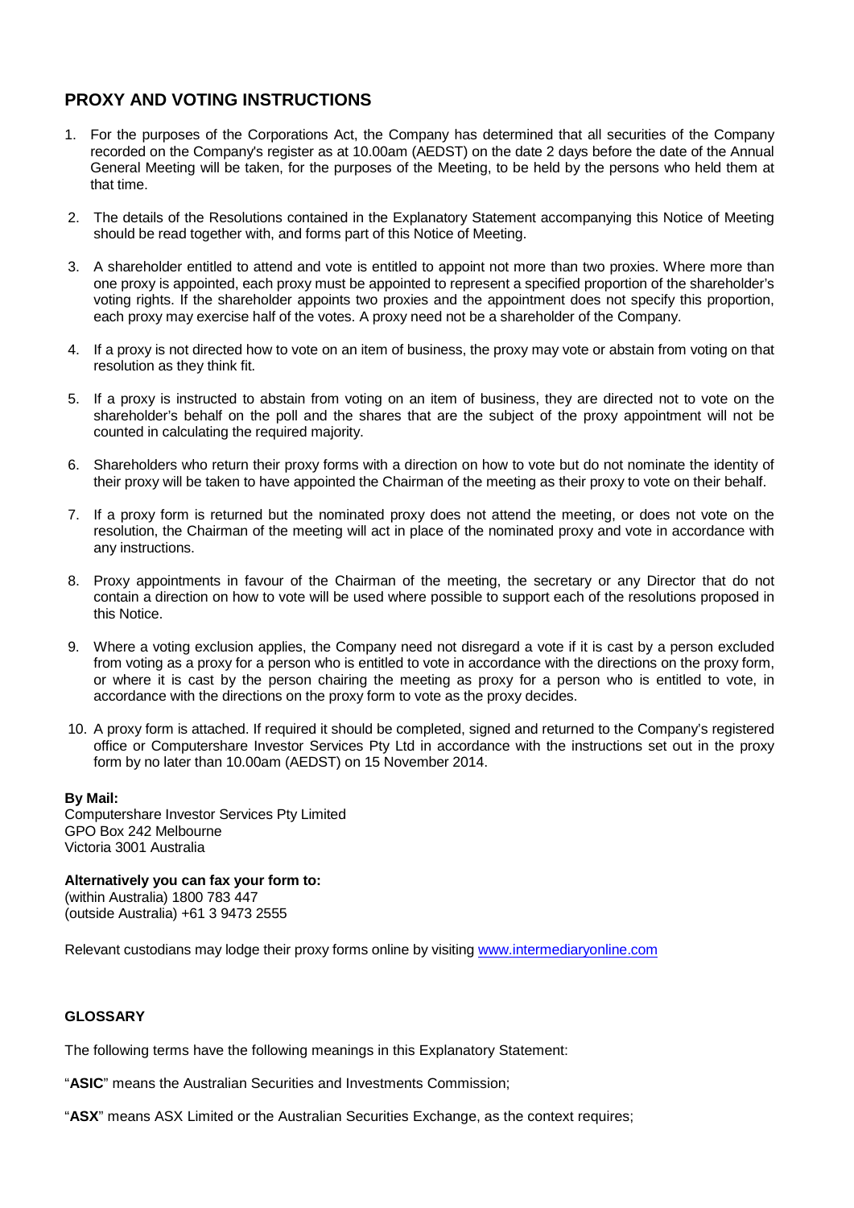## PROXY AND VOTING INSTRUCTIONS

1. For the purposes of the Corporations Act, the Company has determined that all securities of the Company recorded on the Company's register as at 10.00am (AEDST) on the date 2 days before the date of the Annual General Meeting will be taken, for the purposes of the Meeting, to be held by the persons who held them at that time.

2. The details of the Resolutions contained in the Explanatory Statement accompanying this Notice of Meeting should be read together with, and forms part of this Notice of Meeting.

3. A shareholder entitled to attend and vote is entitled to appoint not more than two proxies. Where more than one proxy is appointed, each proxy must be appointed to represent a specified proportion of the shareholder's voting rights. If the shareholder appoints two proxies and the appointment does not specify this proportion, each proxy may exercise half of the votes. A proxy need not be a shareholder of the Company.

4. If a proxy is not directed how to vote on an item of business, the proxy may vote or abstain from voting on that resolution as they think fit.

5. If a proxy is instructed to abstain from voting on an item of business, they are directed not to vote on the shareholder's behalf on the poll and the shares that are the subject of the proxy appointment will not be counted in calculating the required majority.

6. Shareholders who return their proxy forms with a direction on how to vote but do not nominate the identity of their proxy will be taken to have appointed the Chairman of the meeting as their proxy to vote on their behalf.

7. If a proxy form is returned but the nominated proxy does not attend the meeting, or does not vote on the resolution, the Chairman of the meeting will act in place of the nominated proxy and vote in accordance with any instructions.

8. Proxy appointments in favour of the Chairman of the meeting, the secretary or any Director that do not contain a direction on how to vote will be used where possible to support each of the resolutions proposed in this Notice.

9. Where a voting exclusion applies, the Company need not disregard a vote if it is cast by a person excluded from voting as a proxy for a person who is entitled to vote in accordance with the directions on the proxy form, or where it is cast by the person chairing the meeting as proxy for a person who is entitled to vote, in accordance with the directions on the proxy form to vote as the proxy decides.

10. A proxy form is attached. If required it should be completed, signed and returned to the Company's registered office or Computershare Investor Services Pty Ltd in accordance with the instructions set out in the proxy form by no later than 10.00am (AEDST) on 15 November 2014.

**By Mail:**
Computershare Investor Services Pty Limited
GPO Box 242 Melbourne
Victoria 3001 Australia

**Alternatively you can fax your form to:**
(within Australia) 1800 783 447
(outside Australia) +61 3 9473 2555

Relevant custodians may lodge their proxy forms online by visiting www.intermediaryonline.com

**GLOSSARY**

The following terms have the following meanings in this Explanatory Statement:

"**ASIC**" means the Australian Securities and Investments Commission;

"**ASX**" means ASX Limited or the Australian Securities Exchange, as the context requires;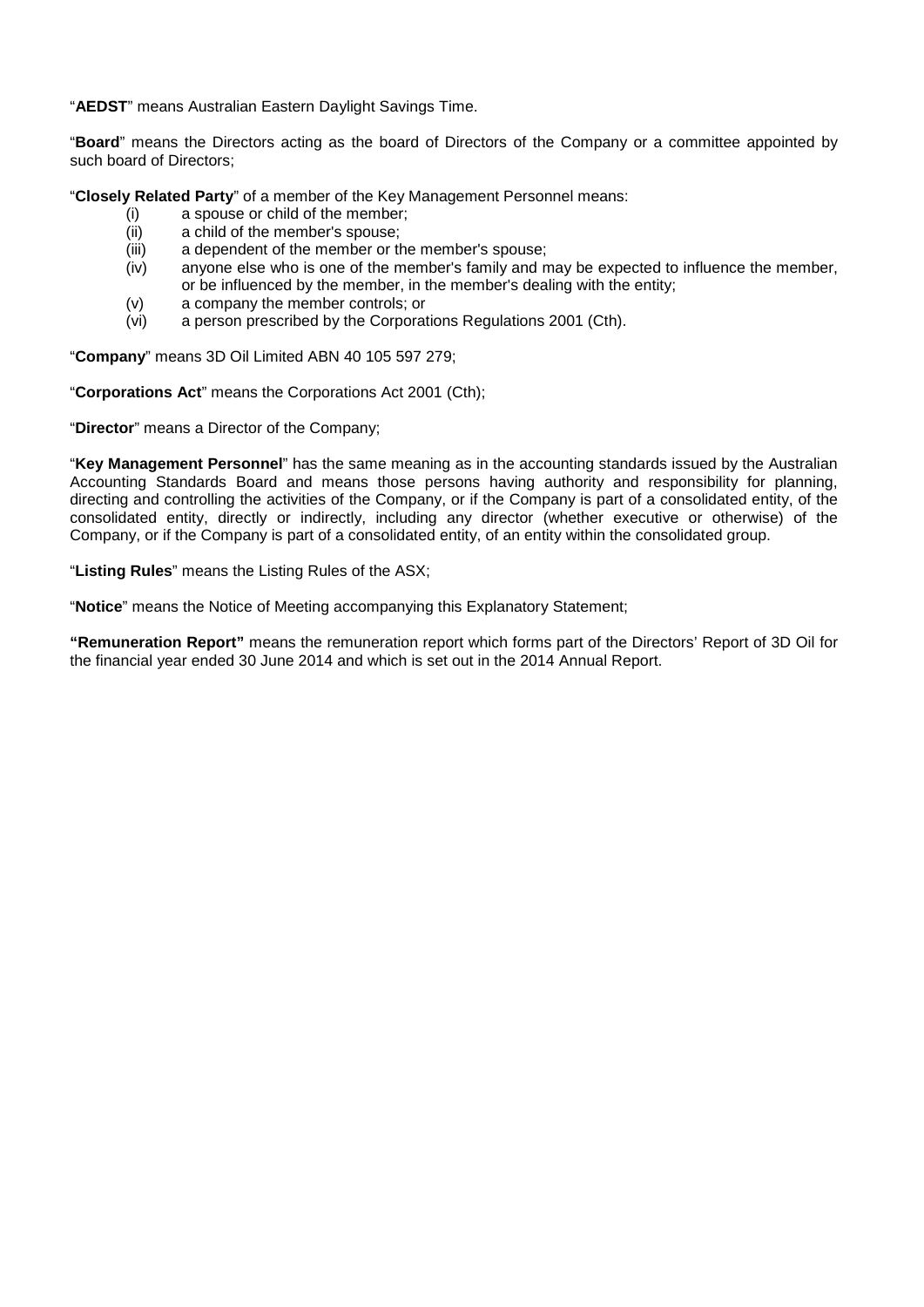"**AEDST**" means Australian Eastern Daylight Savings Time.

"**Board**" means the Directors acting as the board of Directors of the Company or a committee appointed by such board of Directors;

"**Closely Related Party**" of a member of the Key Management Personnel means:

- (i) a spouse or child of the member;
- (ii) a child of the member's spouse;
- (iii) a dependent of the member or the member's spouse;
- (iv) anyone else who is one of the member's family and may be expected to influence the member, or be influenced by the member, in the member's dealing with the entity;
- (v) a company the member controls; or
- (vi) a person prescribed by the Corporations Regulations 2001 (Cth).

"**Company**" means 3D Oil Limited ABN 40 105 597 279;

"**Corporations Act**" means the Corporations Act 2001 (Cth);

"**Director**" means a Director of the Company;

"**Key Management Personnel**" has the same meaning as in the accounting standards issued by the Australian Accounting Standards Board and means those persons having authority and responsibility for planning, directing and controlling the activities of the Company, or if the Company is part of a consolidated entity, of the consolidated entity, directly or indirectly, including any director (whether executive or otherwise) of the Company, or if the Company is part of a consolidated entity, of an entity within the consolidated group.

"**Listing Rules**" means the Listing Rules of the ASX;

"**Notice**" means the Notice of Meeting accompanying this Explanatory Statement;

**"Remuneration Report"** means the remuneration report which forms part of the Directors' Report of 3D Oil for the financial year ended 30 June 2014 and which is set out in the 2014 Annual Report.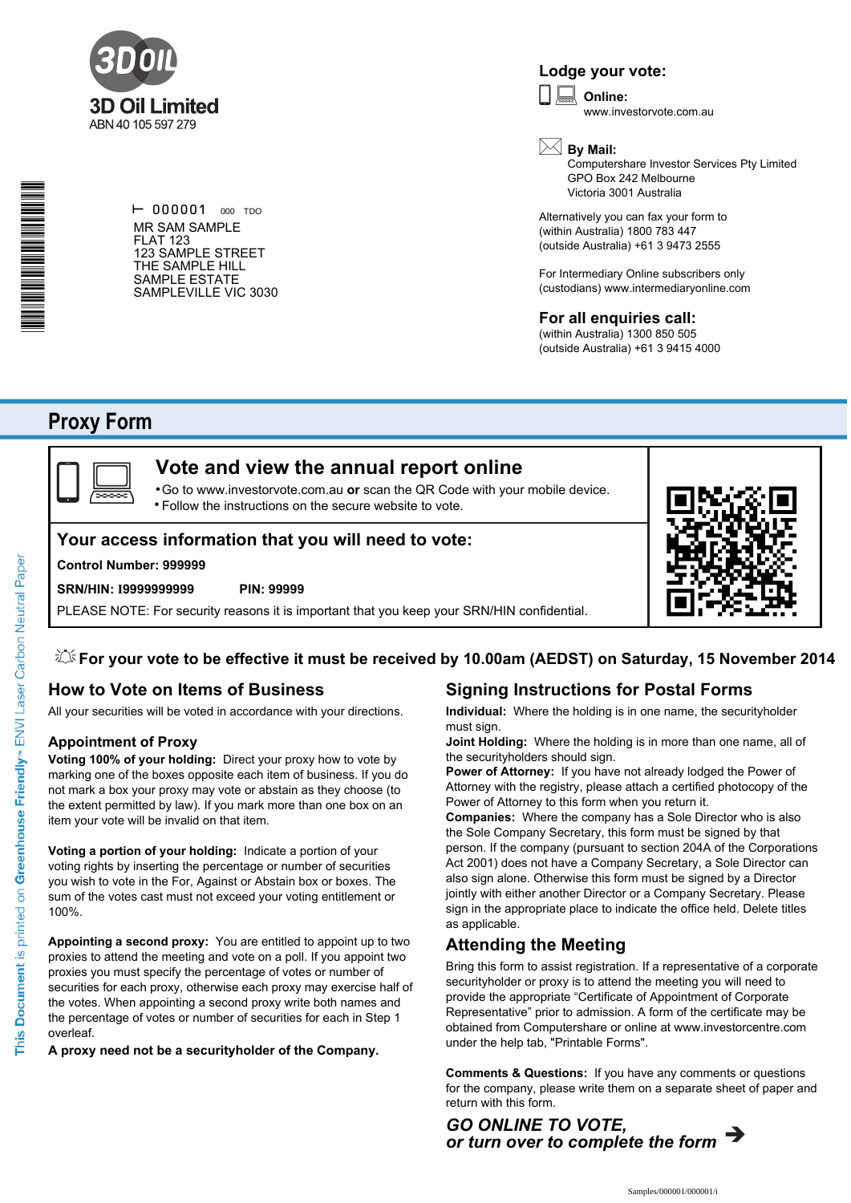**3D Oil Limited**
ABN 40 105 597 279

000001 000 TDO

MR SAM SAMPLE
FLAT 123
123 SAMPLE STREET
THE SAMPLE HILL
SAMPLE ESTATE
SAMPLEVILLE VIC 3030

## Lodge your vote:

**Online:**
www.investorvote.com.au

**By Mail:**
Computershare Investor Services Pty Limited
GPO Box 242 Melbourne
Victoria 3001 Australia

Alternatively you can fax your form to
(within Australia) 1800 783 447
(outside Australia) +61 3 9473 2555

For Intermediary Online subscribers only
(custodians) www.intermediaryonline.com

## For all enquiries call:

(within Australia) 1300 850 505
(outside Australia) +61 3 9415 4000

# Proxy Form

## Vote and view the annual report online

- Go to www.investorvote.com.au **or** scan the QR Code with your mobile device.
- Follow the instructions on the secure website to vote.

## Your access information that you will need to vote:

**Control Number: 999999**

**SRN/HIN: I9999999999** **PIN: 99999**

PLEASE NOTE: For security reasons it is important that you keep your SRN/HIN confidential.

**For your vote to be effective it must be received by 10.00am (AEDST) on Saturday, 15 November 2014**

## How to Vote on Items of Business

All your securities will be voted in accordance with your directions.

### Appointment of Proxy

**Voting 100% of your holding:** Direct your proxy how to vote by marking one of the boxes opposite each item of business. If you do not mark a box your proxy may vote or abstain as they choose (to the extent permitted by law). If you mark more than one box on an item your vote will be invalid on that item.

**Voting a portion of your holding:** Indicate a portion of your voting rights by inserting the percentage or number of securities you wish to vote in the For, Against or Abstain box or boxes. The sum of the votes cast must not exceed your voting entitlement or 100%.

**Appointing a second proxy:** You are entitled to appoint up to two proxies to attend the meeting and vote on a poll. If you appoint two proxies you must specify the percentage of votes or number of securities for each proxy, otherwise each proxy may exercise half of the votes. When appointing a second proxy write both names and the percentage of votes or number of securities for each in Step 1 overleaf.

**A proxy need not be a securityholder of the Company.**

## Signing Instructions for Postal Forms

**Individual:** Where the holding is in one name, the securityholder must sign.

**Joint Holding:** Where the holding is in more than one name, all of the securityholders should sign.

**Power of Attorney:** If you have not already lodged the Power of Attorney with the registry, please attach a certified photocopy of the Power of Attorney to this form when you return it.

**Companies:** Where the company has a Sole Director who is also the Sole Company Secretary, this form must be signed by that person. If the company (pursuant to section 204A of the Corporations Act 2001) does not have a Company Secretary, a Sole Director can also sign alone. Otherwise this form must be signed by a Director jointly with either another Director or a Company Secretary. Please sign in the appropriate place to indicate the office held. Delete titles as applicable.

## Attending the Meeting

Bring this form to assist registration. If a representative of a corporate securityholder or proxy is to attend the meeting you will need to provide the appropriate "Certificate of Appointment of Corporate Representative" prior to admission. A form of the certificate may be obtained from Computershare or online at www.investorcentre.com under the help tab, "Printable Forms".

**Comments & Questions:** If you have any comments or questions for the company, please write them on a separate sheet of paper and return with this form.

***GO ONLINE TO VOTE,***
***or turn over to complete the form*** ➔

This Document is printed on Greenhouse Friendly™ ENVI Laser Carbon Neutral Paper

Samples/000001/000001/i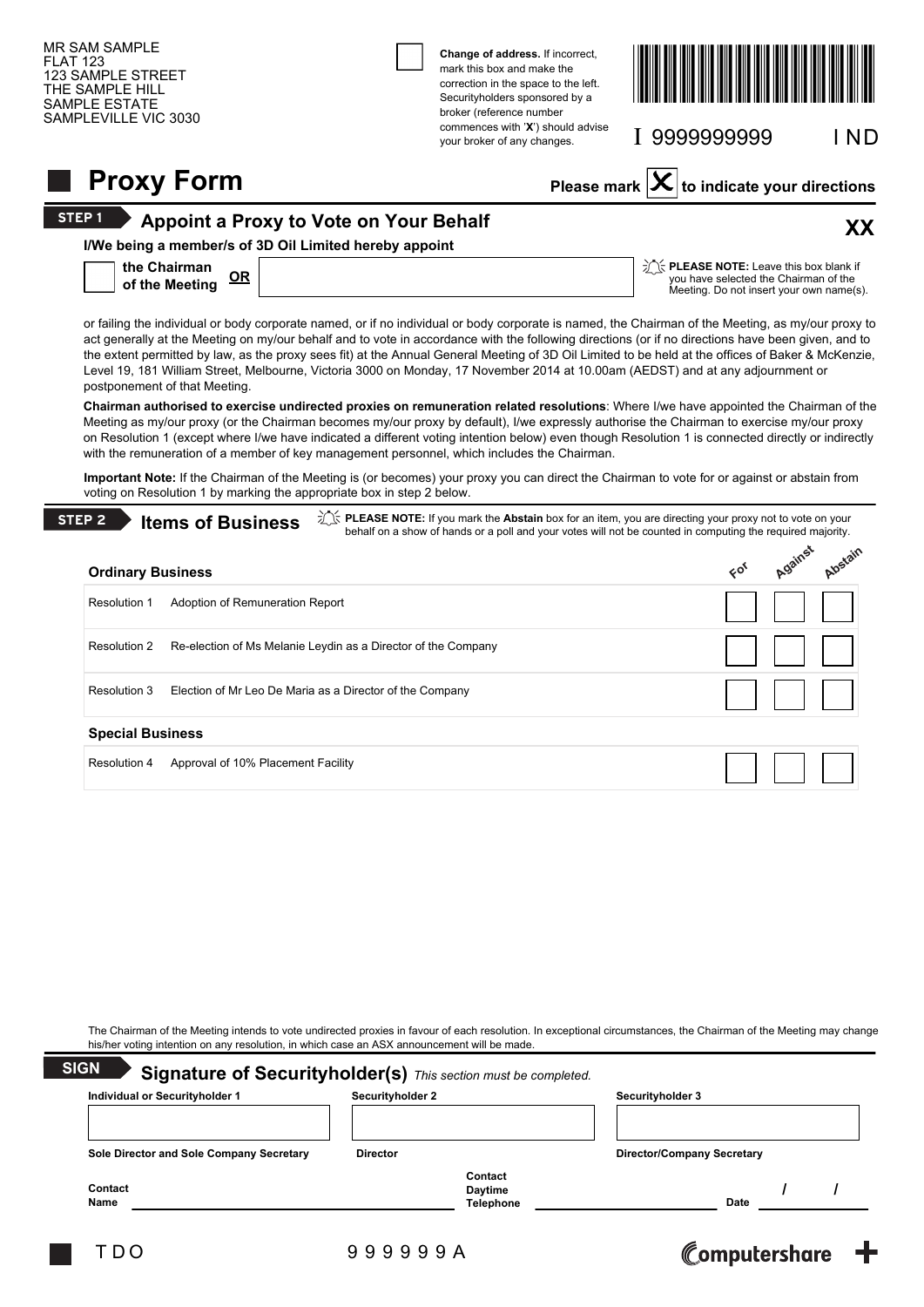MR SAM SAMPLE
FLAT 123
123 SAMPLE STREET
THE SAMPLE HILL
SAMPLE ESTATE
SAMPLEVILLE VIC 3030

☐ **Change of address.** If incorrect, mark this box and make the correction in the space to the left. Securityholders sponsored by a broker (reference number commences with '**X**') should advise your broker of any changes.

I 9999999999 IND

# Proxy Form

**Please mark ☒ to indicate your directions**

## STEP 1 Appoint a Proxy to Vote on Your Behalf

**XX**

**I/We being a member/s of 3D Oil Limited hereby appoint**

☐ **the Chairman of the Meeting** **OR** ____________________

**PLEASE NOTE:** Leave this box blank if you have selected the Chairman of the Meeting. Do not insert your own name(s).

or failing the individual or body corporate named, or if no individual or body corporate is named, the Chairman of the Meeting, as my/our proxy to act generally at the Meeting on my/our behalf and to vote in accordance with the following directions (or if no directions have been given, and to the extent permitted by law, as the proxy sees fit) at the Annual General Meeting of 3D Oil Limited to be held at the offices of Baker & McKenzie, Level 19, 181 William Street, Melbourne, Victoria 3000 on Monday, 17 November 2014 at 10.00am (AEDST) and at any adjournment or postponement of that Meeting.

**Chairman authorised to exercise undirected proxies on remuneration related resolutions**: Where I/we have appointed the Chairman of the Meeting as my/our proxy (or the Chairman becomes my/our proxy by default), I/we expressly authorise the Chairman to exercise my/our proxy on Resolution 1 (except where I/we have indicated a different voting intention below) even though Resolution 1 is connected directly or indirectly with the remuneration of a member of key management personnel, which includes the Chairman.

**Important Note:** If the Chairman of the Meeting is (or becomes) your proxy you can direct the Chairman to vote for or against or abstain from voting on Resolution 1 by marking the appropriate box in step 2 below.

## STEP 2 Items of Business

**PLEASE NOTE:** If you mark the **Abstain** box for an item, you are directing your proxy not to vote on your behalf on a show of hands or a poll and your votes will not be counted in computing the required majority.

| **Ordinary Business** | | For | Against | Abstain |
|---|---|---|---|---|
| Resolution 1 | Adoption of Remuneration Report | ☐ | ☐ | ☐ |
| Resolution 2 | Re-election of Ms Melanie Leydin as a Director of the Company | ☐ | ☐ | ☐ |
| Resolution 3 | Election of Mr Leo De Maria as a Director of the Company | ☐ | ☐ | ☐ |
| **Special Business** | | | | |
| Resolution 4 | Approval of 10% Placement Facility | ☐ | ☐ | ☐ |

The Chairman of the Meeting intends to vote undirected proxies in favour of each resolution. In exceptional circumstances, the Chairman of the Meeting may change his/her voting intention on any resolution, in which case an ASX announcement will be made.

## SIGN Signature of Securityholder(s) *This section must be completed.*

| Individual or Securityholder 1 | Securityholder 2 | Securityholder 3 |
|---|---|---|
| | | |
| Sole Director and Sole Company Secretary | Director | Director/Company Secretary |

Contact Name ____________________ Contact Daytime Telephone ____________________ Date ___ / ___ / ___

TDO 999999A

Computershare